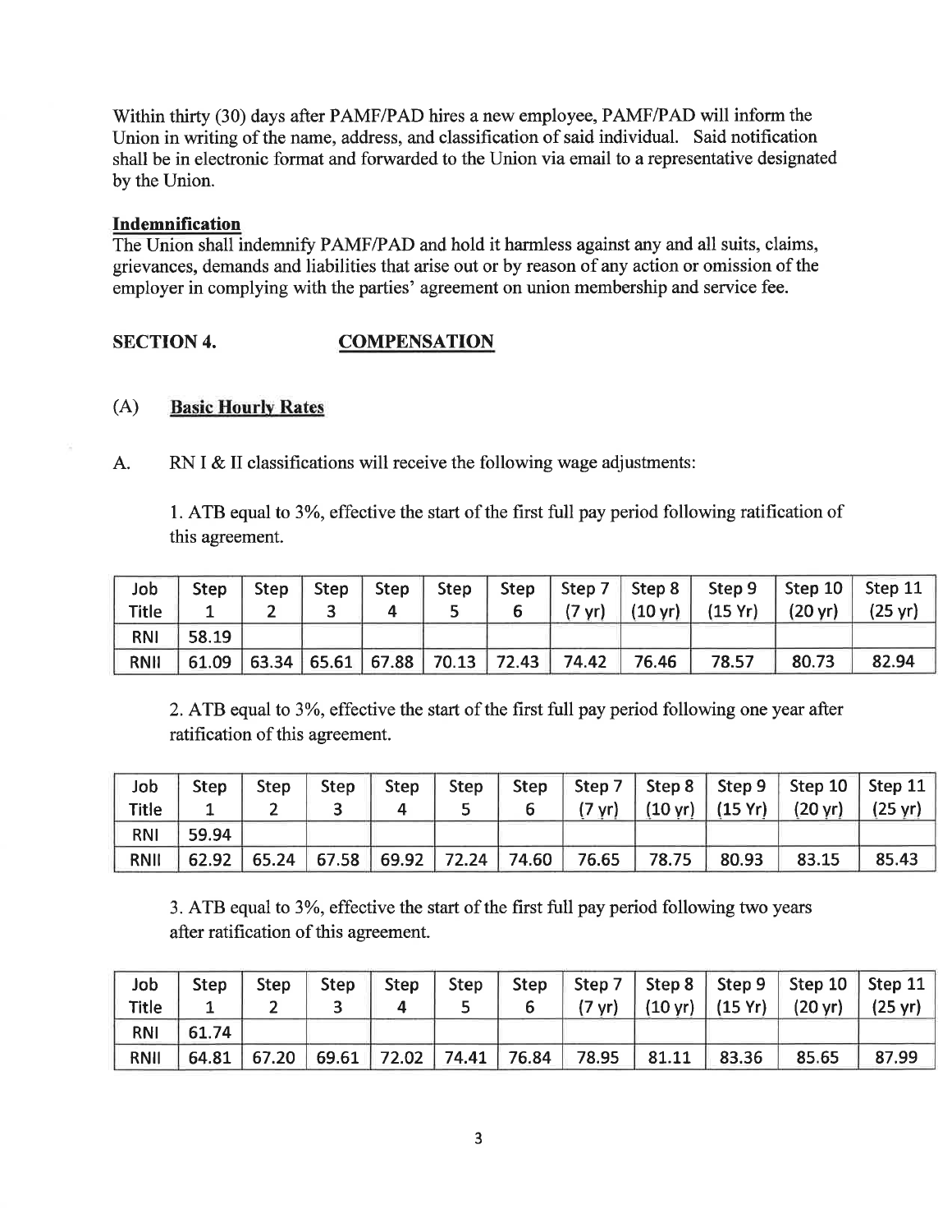Within thirty (30) days after PAMF/PAD hires a new employee, PAMF/PAD will inform the Union in writing of the name, address, and classification of said individual. Said notification shall be in electronic format and forwarded to the Union via email to a representative designated by the Union.

**Indemnification**

The Union shall indemnify PAMF/PAD and hold it harmless against any and all suits, claims, grievances, demands and liabilities that arise out or by reason of any action or omission of the employer in complying with the parties' agreement on union membership and service fee.

## SECTION 4. COMPENSATION

### (A) Basic Hourly Rates

A. RN I & II classifications will receive the following wage adjustments:

1. ATB equal to 3%, effective the start of the first full pay period following ratification of this agreement.

| Job Title | Step 1 | Step 2 | Step 3 | Step 4 | Step 5 | Step 6 | Step 7 (7 yr) | Step 8 (10 yr) | Step 9 (15 Yr) | Step 10 (20 yr) | Step 11 (25 yr) |
|---|---|---|---|---|---|---|---|---|---|---|---|
| RNI | 58.19 | | | | | | | | | | |
| RNII | 61.09 | 63.34 | 65.61 | 67.88 | 70.13 | 72.43 | 74.42 | 76.46 | 78.57 | 80.73 | 82.94 |

2. ATB equal to 3%, effective the start of the first full pay period following one year after ratification of this agreement.

| Job Title | Step 1 | Step 2 | Step 3 | Step 4 | Step 5 | Step 6 | Step 7 (7 yr) | Step 8 (10 yr) | Step 9 (15 Yr) | Step 10 (20 yr) | Step 11 (25 yr) |
|---|---|---|---|---|---|---|---|---|---|---|---|
| RNI | 59.94 | | | | | | | | | | |
| RNII | 62.92 | 65.24 | 67.58 | 69.92 | 72.24 | 74.60 | 76.65 | 78.75 | 80.93 | 83.15 | 85.43 |

3. ATB equal to 3%, effective the start of the first full pay period following two years after ratification of this agreement.

| Job Title | Step 1 | Step 2 | Step 3 | Step 4 | Step 5 | Step 6 | Step 7 (7 yr) | Step 8 (10 yr) | Step 9 (15 Yr) | Step 10 (20 yr) | Step 11 (25 yr) |
|---|---|---|---|---|---|---|---|---|---|---|---|
| RNI | 61.74 | | | | | | | | | | |
| RNII | 64.81 | 67.20 | 69.61 | 72.02 | 74.41 | 76.84 | 78.95 | 81.11 | 83.36 | 85.65 | 87.99 |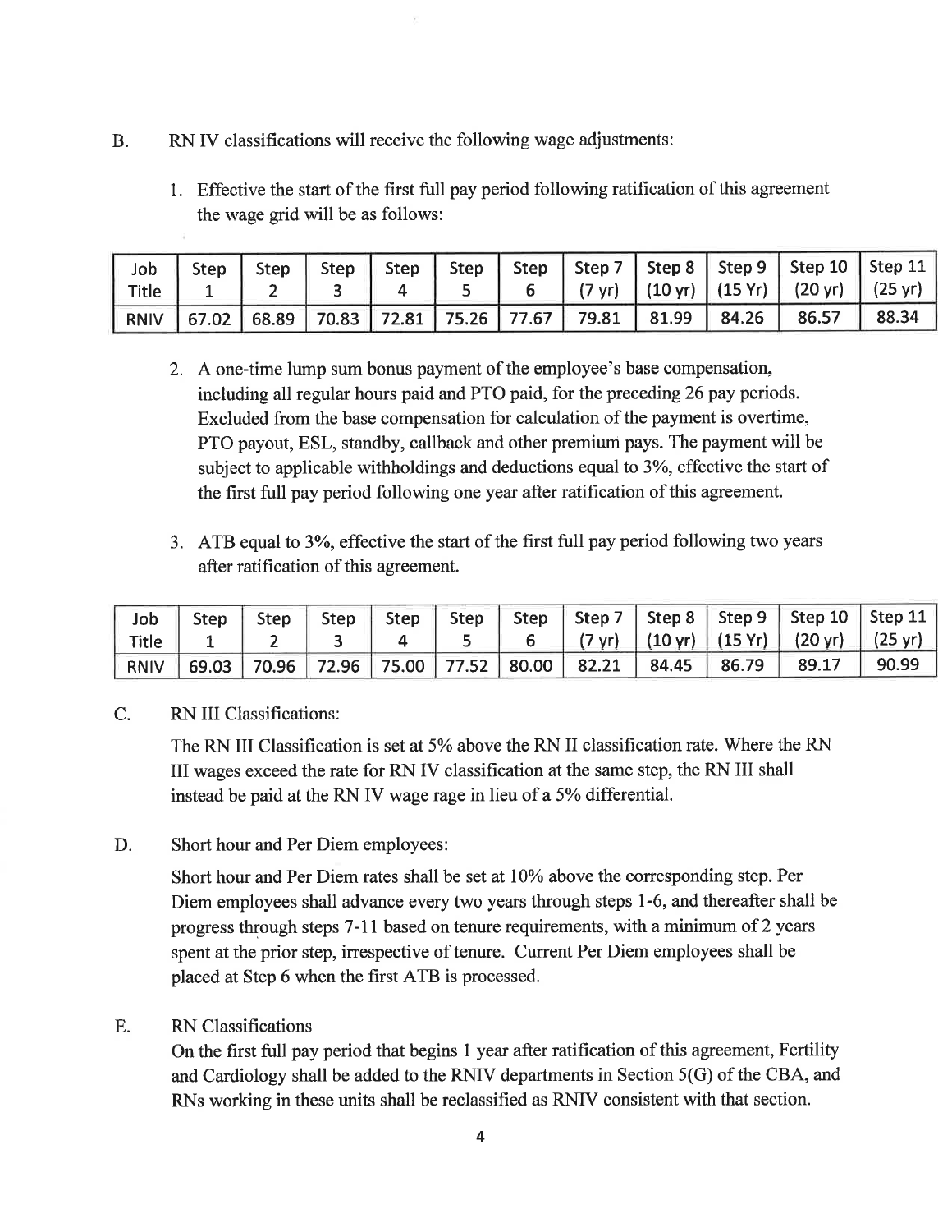B. RN IV classifications will receive the following wage adjustments:

1. Effective the start of the first full pay period following ratification of this agreement the wage grid will be as follows:

| Job Title | Step 1 | Step 2 | Step 3 | Step 4 | Step 5 | Step 6 | Step 7 (7 yr) | Step 8 (10 yr) | Step 9 (15 Yr) | Step 10 (20 yr) | Step 11 (25 yr) |
|---|---|---|---|---|---|---|---|---|---|---|---|
| RNIV | 67.02 | 68.89 | 70.83 | 72.81 | 75.26 | 77.67 | 79.81 | 81.99 | 84.26 | 86.57 | 88.34 |

2. A one-time lump sum bonus payment of the employee's base compensation, including all regular hours paid and PTO paid, for the preceding 26 pay periods. Excluded from the base compensation for calculation of the payment is overtime, PTO payout, ESL, standby, callback and other premium pays. The payment will be subject to applicable withholdings and deductions equal to 3%, effective the start of the first full pay period following one year after ratification of this agreement.

3. ATB equal to 3%, effective the start of the first full pay period following two years after ratification of this agreement.

| Job Title | Step 1 | Step 2 | Step 3 | Step 4 | Step 5 | Step 6 | Step 7 (7 yr) | Step 8 (10 yr) | Step 9 (15 Yr) | Step 10 (20 yr) | Step 11 (25 yr) |
|---|---|---|---|---|---|---|---|---|---|---|---|
| RNIV | 69.03 | 70.96 | 72.96 | 75.00 | 77.52 | 80.00 | 82.21 | 84.45 | 86.79 | 89.17 | 90.99 |

C. RN III Classifications:

The RN III Classification is set at 5% above the RN II classification rate. Where the RN III wages exceed the rate for RN IV classification at the same step, the RN III shall instead be paid at the RN IV wage rage in lieu of a 5% differential.

D. Short hour and Per Diem employees:

Short hour and Per Diem rates shall be set at 10% above the corresponding step. Per Diem employees shall advance every two years through steps 1-6, and thereafter shall be progress through steps 7-11 based on tenure requirements, with a minimum of 2 years spent at the prior step, irrespective of tenure. Current Per Diem employees shall be placed at Step 6 when the first ATB is processed.

E. RN Classifications

On the first full pay period that begins 1 year after ratification of this agreement, Fertility and Cardiology shall be added to the RNIV departments in Section 5(G) of the CBA, and RNs working in these units shall be reclassified as RNIV consistent with that section.